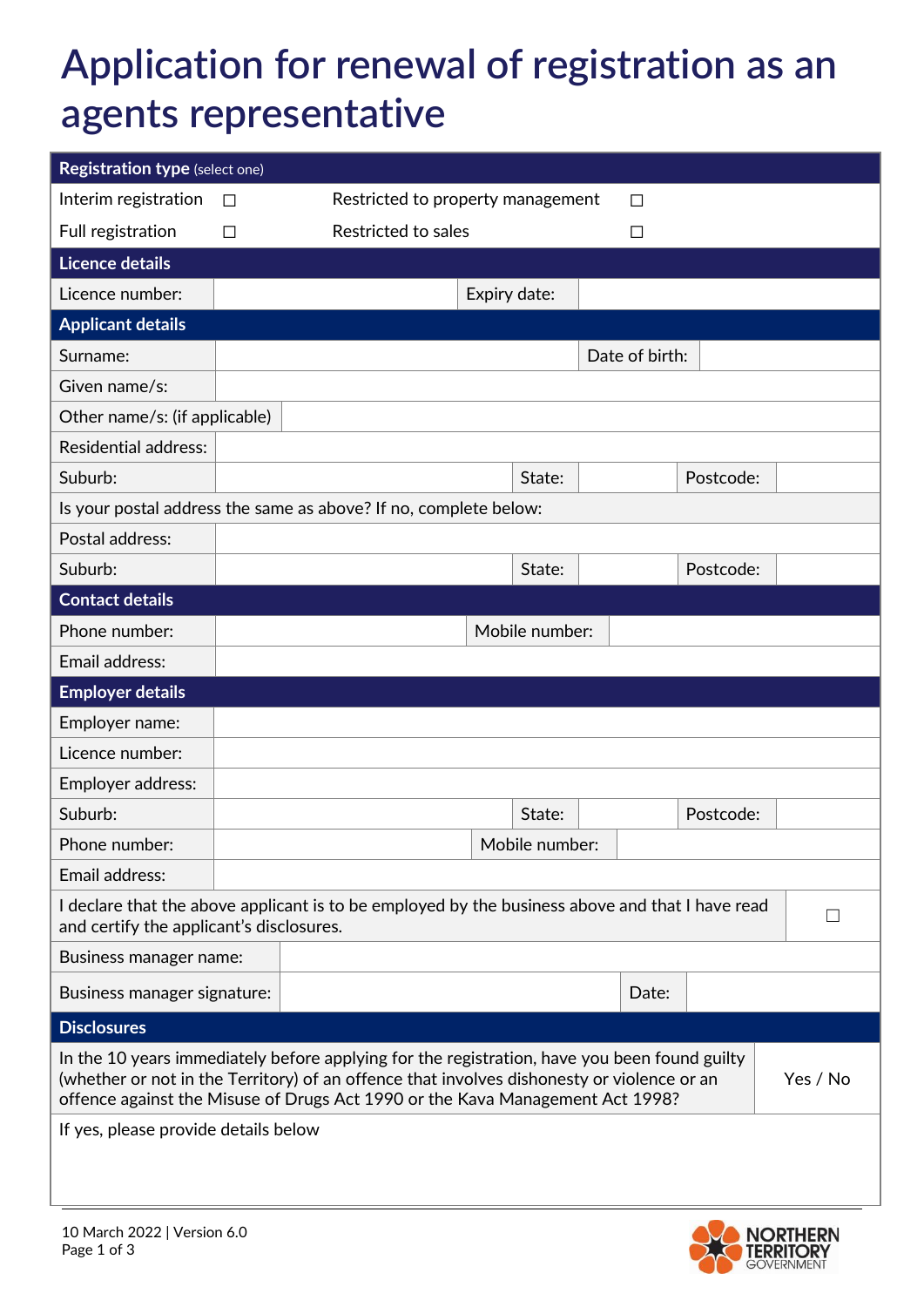# Application for renewal of registration as an agents representative

| **Registration type** (select one) | | | |
|---|---|---|---|
| Interim registration | ☐ | Restricted to property management | ☐ |
| Full registration | ☐ | Restricted to sales | ☐ |

| **Licence details** | | | |
|---|---|---|---|
| Licence number: | | Expiry date: | |

| **Applicant details** | | | | | |
|---|---|---|---|---|---|
| Surname: | | | Date of birth: | | |
| Given name/s: | | | | | |
| Other name/s: (if applicable) | | | | | |
| Residential address: | | | | | |
| Suburb: | | State: | | Postcode: | |
| Is your postal address the same as above? If no, complete below: | | | | | |
| Postal address: | | | | | |
| Suburb: | | State: | | Postcode: | |

| **Contact details** | | | |
|---|---|---|---|
| Phone number: | | Mobile number: | |
| Email address: | | | |

| **Employer details** | | | | | |
|---|---|---|---|---|---|
| Employer name: | | | | | |
| Licence number: | | | | | |
| Employer address: | | | | | |
| Suburb: | | State: | | Postcode: | |
| Phone number: | | Mobile number: | | | |
| Email address: | | | | | |
| I declare that the above applicant is to be employed by the business above and that I have read and certify the applicant's disclosures. | | | | | ☐ |
| Business manager name: | | | | | |
| Business manager signature: | | Date: | | | |

| **Disclosures** | |
|---|---|
| In the 10 years immediately before applying for the registration, have you been found guilty (whether or not in the Territory) of an offence that involves dishonesty or violence or an offence against the Misuse of Drugs Act 1990 or the Kava Management Act 1998? | Yes / No |
| If yes, please provide details below | |

10 March 2022 | Version 6.0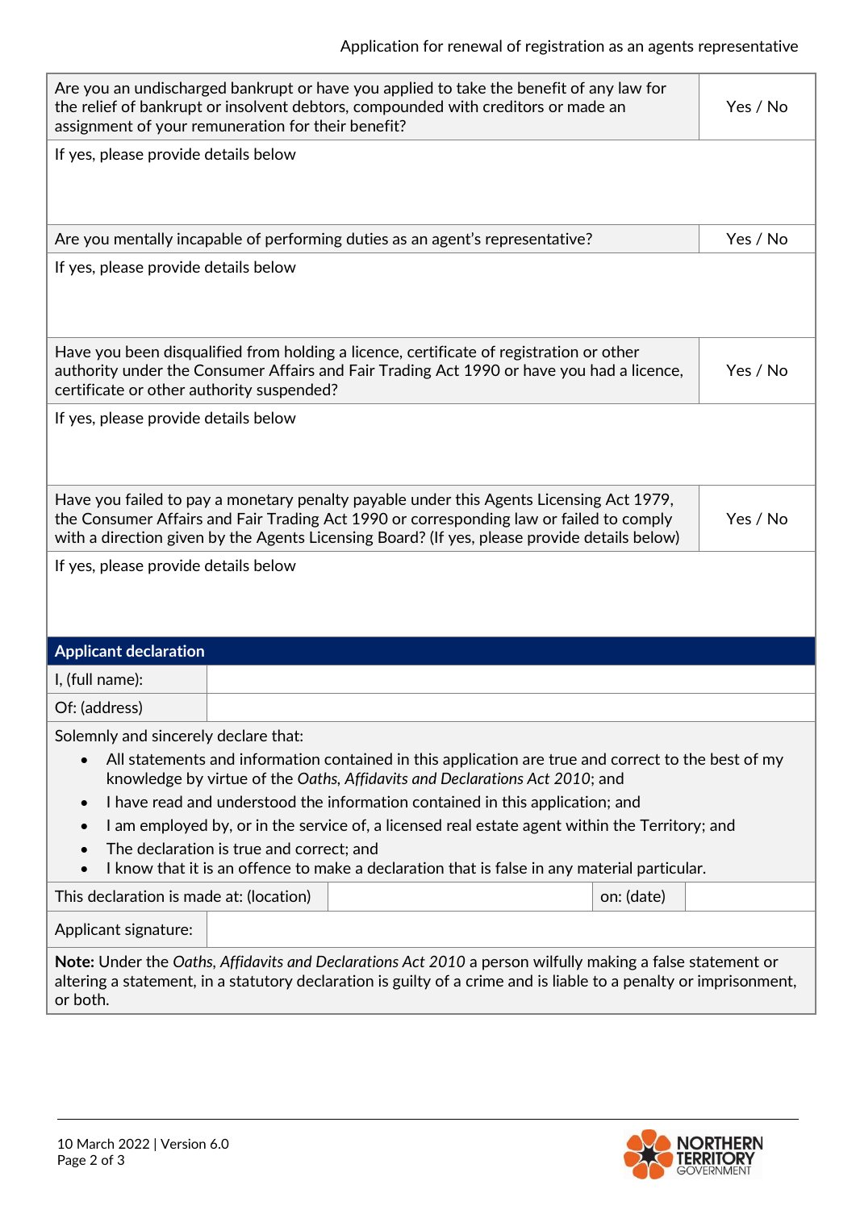| | |
|---|---|
| Are you an undischarged bankrupt or have you applied to take the benefit of any law for the relief of bankrupt or insolvent debtors, compounded with creditors or made an assignment of your remuneration for their benefit? | Yes / No |
| If yes, please provide details below | |
| Are you mentally incapable of performing duties as an agent's representative? | Yes / No |
| If yes, please provide details below | |
| Have you been disqualified from holding a licence, certificate of registration or other authority under the Consumer Affairs and Fair Trading Act 1990 or have you had a licence, certificate or other authority suspended? | Yes / No |
| If yes, please provide details below | |
| Have you failed to pay a monetary penalty payable under this Agents Licensing Act 1979, the Consumer Affairs and Fair Trading Act 1990 or corresponding law or failed to comply with a direction given by the Agents Licensing Board? (If yes, please provide details below) | Yes / No |
| If yes, please provide details below | |

## Applicant declaration

| | |
|---|---|
| I, (full name): | |
| Of: (address) | |

Solemnly and sincerely declare that:

- All statements and information contained in this application are true and correct to the best of my knowledge by virtue of the *Oaths, Affidavits and Declarations Act 2010*; and
- I have read and understood the information contained in this application; and
- I am employed by, or in the service of, a licensed real estate agent within the Territory; and
- The declaration is true and correct; and
- I know that it is an offence to make a declaration that is false in any material particular.

| | | | |
|---|---|---|---|
| This declaration is made at: (location) | | on: (date) | |
| Applicant signature: | | | |

**Note:** Under the *Oaths, Affidavits and Declarations Act 2010* a person wilfully making a false statement or altering a statement, in a statutory declaration is guilty of a crime and is liable to a penalty or imprisonment, or both.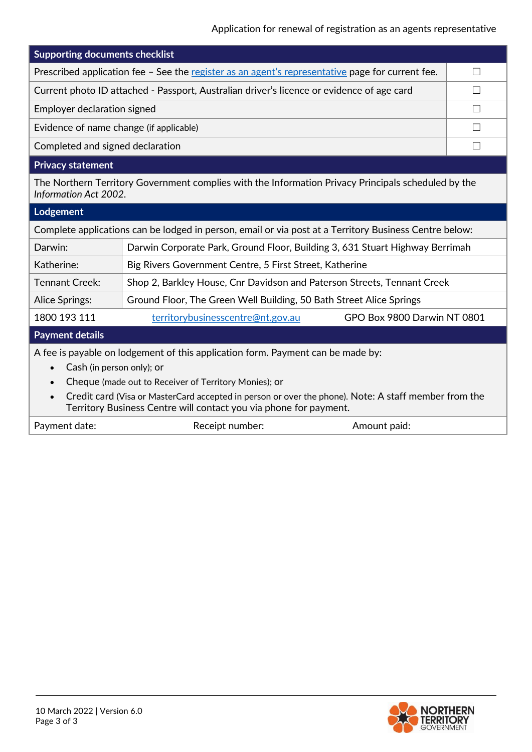## Supporting documents checklist

| | |
|---|---|
| Prescribed application fee – See the register as an agent's representative page for current fee. | ☐ |
| Current photo ID attached - Passport, Australian driver's licence or evidence of age card | ☐ |
| Employer declaration signed | ☐ |
| Evidence of name change (if applicable) | ☐ |
| Completed and signed declaration | ☐ |

## Privacy statement

The Northern Territory Government complies with the Information Privacy Principals scheduled by the *Information Act 2002*.

## Lodgement

Complete applications can be lodged in person, email or via post at a Territory Business Centre below:

| | |
|---|---|
| Darwin: | Darwin Corporate Park, Ground Floor, Building 3, 631 Stuart Highway Berrimah |
| Katherine: | Big Rivers Government Centre, 5 First Street, Katherine |
| Tennant Creek: | Shop 2, Barkley House, Cnr Davidson and Paterson Streets, Tennant Creek |
| Alice Springs: | Ground Floor, The Green Well Building, 50 Bath Street Alice Springs |

1800 193 111 | territorybusinesscentre@nt.gov.au | GPO Box 9800 Darwin NT 0801

## Payment details

A fee is payable on lodgement of this application form. Payment can be made by:

- Cash (in person only); or
- Cheque (made out to Receiver of Territory Monies); or
- Credit card (Visa or MasterCard accepted in person or over the phone). Note: A staff member from the Territory Business Centre will contact you via phone for payment.

| | | |
|---|---|---|
| Payment date: | Receipt number: | Amount paid: |

10 March 2022 | Version 6.0